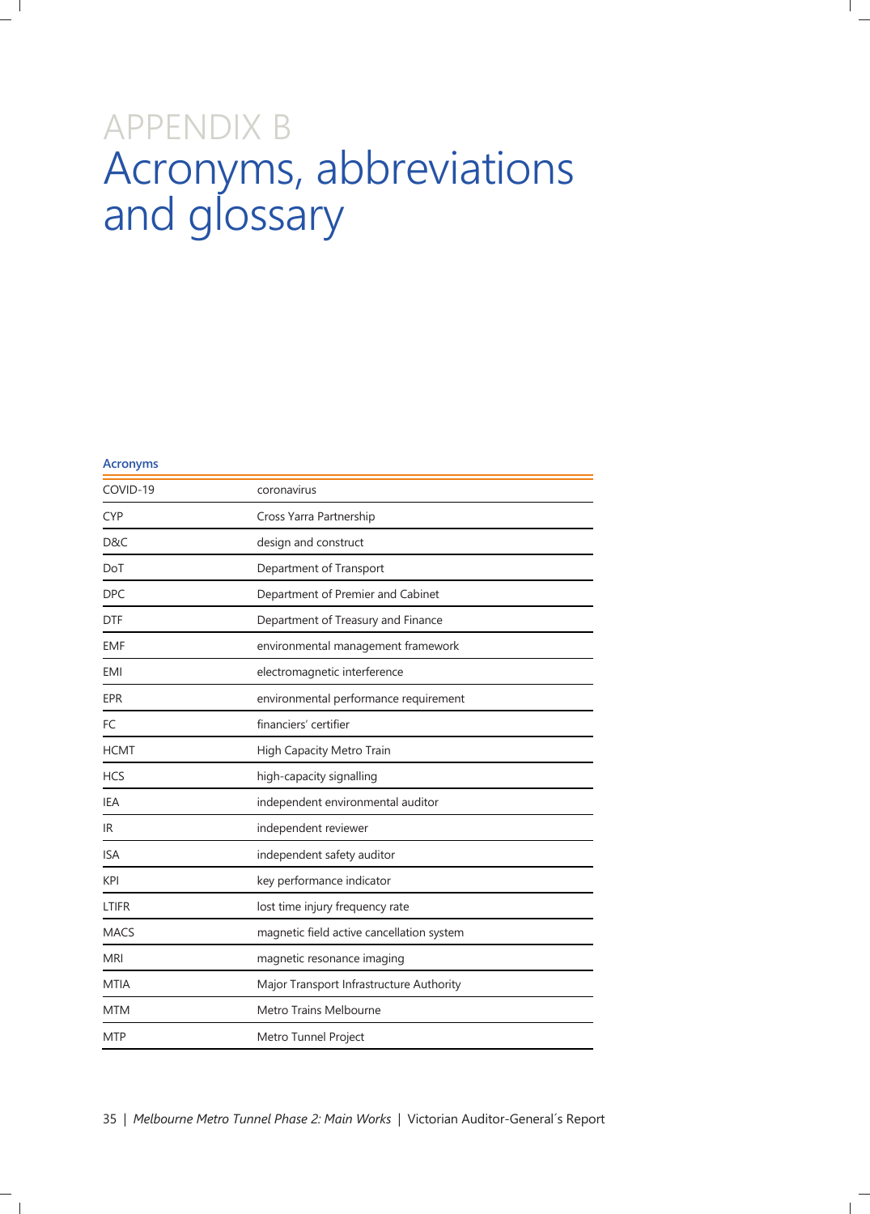# APPENDIX B
# Acronyms, abbreviations and glossary

### Acronyms

| | |
|---|---|
| COVID-19 | coronavirus |
| CYP | Cross Yarra Partnership |
| D&C | design and construct |
| DoT | Department of Transport |
| DPC | Department of Premier and Cabinet |
| DTF | Department of Treasury and Finance |
| EMF | environmental management framework |
| EMI | electromagnetic interference |
| EPR | environmental performance requirement |
| FC | financiers' certifier |
| HCMT | High Capacity Metro Train |
| HCS | high-capacity signalling |
| IEA | independent environmental auditor |
| IR | independent reviewer |
| ISA | independent safety auditor |
| KPI | key performance indicator |
| LTIFR | lost time injury frequency rate |
| MACS | magnetic field active cancellation system |
| MRI | magnetic resonance imaging |
| MTIA | Major Transport Infrastructure Authority |
| MTM | Metro Trains Melbourne |
| MTP | Metro Tunnel Project |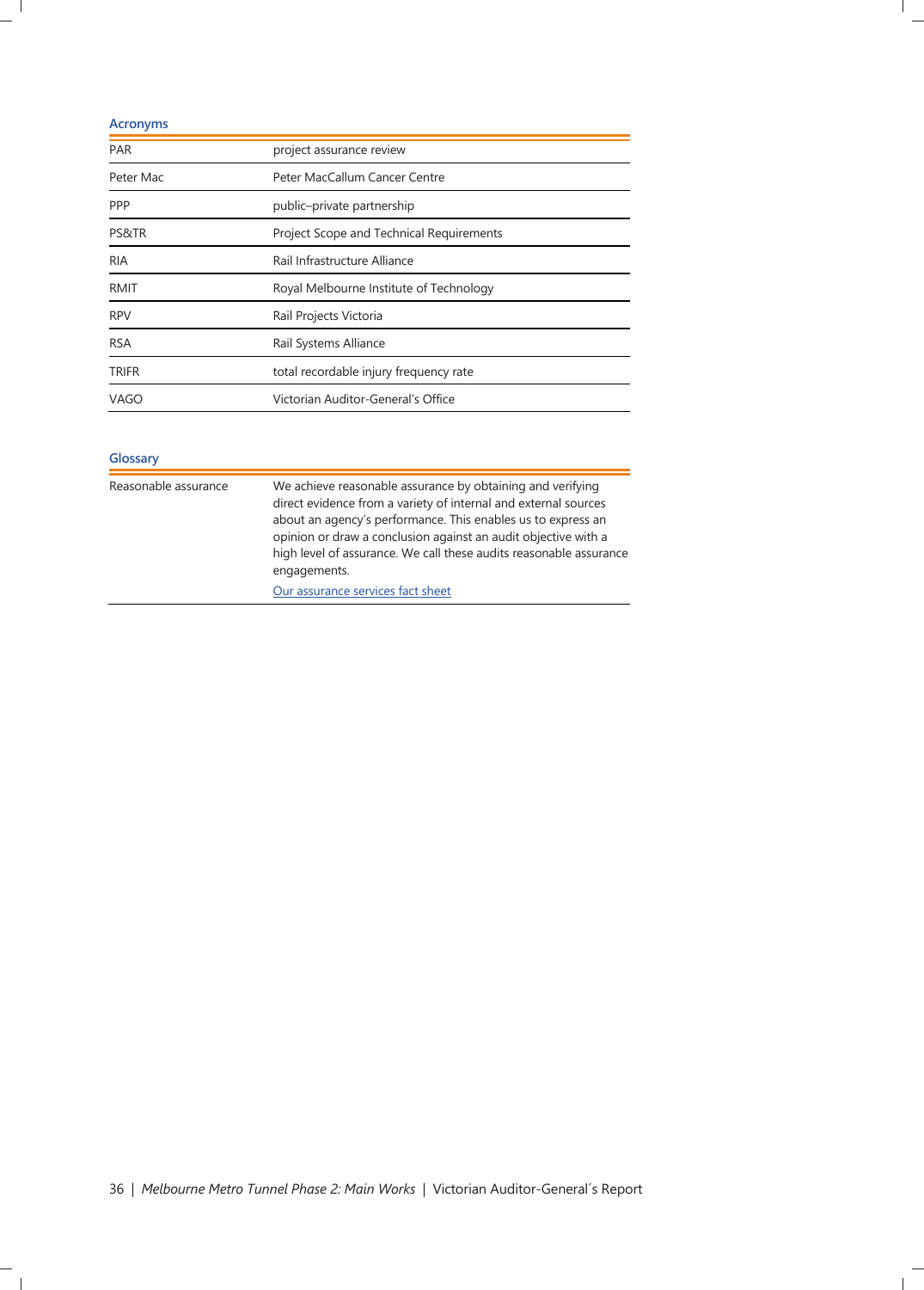### Acronyms

| | |
|---|---|
| PAR | project assurance review |
| Peter Mac | Peter MacCallum Cancer Centre |
| PPP | public–private partnership |
| PS&TR | Project Scope and Technical Requirements |
| RIA | Rail Infrastructure Alliance |
| RMIT | Royal Melbourne Institute of Technology |
| RPV | Rail Projects Victoria |
| RSA | Rail Systems Alliance |
| TRIFR | total recordable injury frequency rate |
| VAGO | Victorian Auditor-General's Office |

### Glossary

| | |
|---|---|
| Reasonable assurance | We achieve reasonable assurance by obtaining and verifying direct evidence from a variety of internal and external sources about an agency's performance. This enables us to express an opinion or draw a conclusion against an audit objective with a high level of assurance. We call these audits reasonable assurance engagements.<br><br>Our assurance services fact sheet |